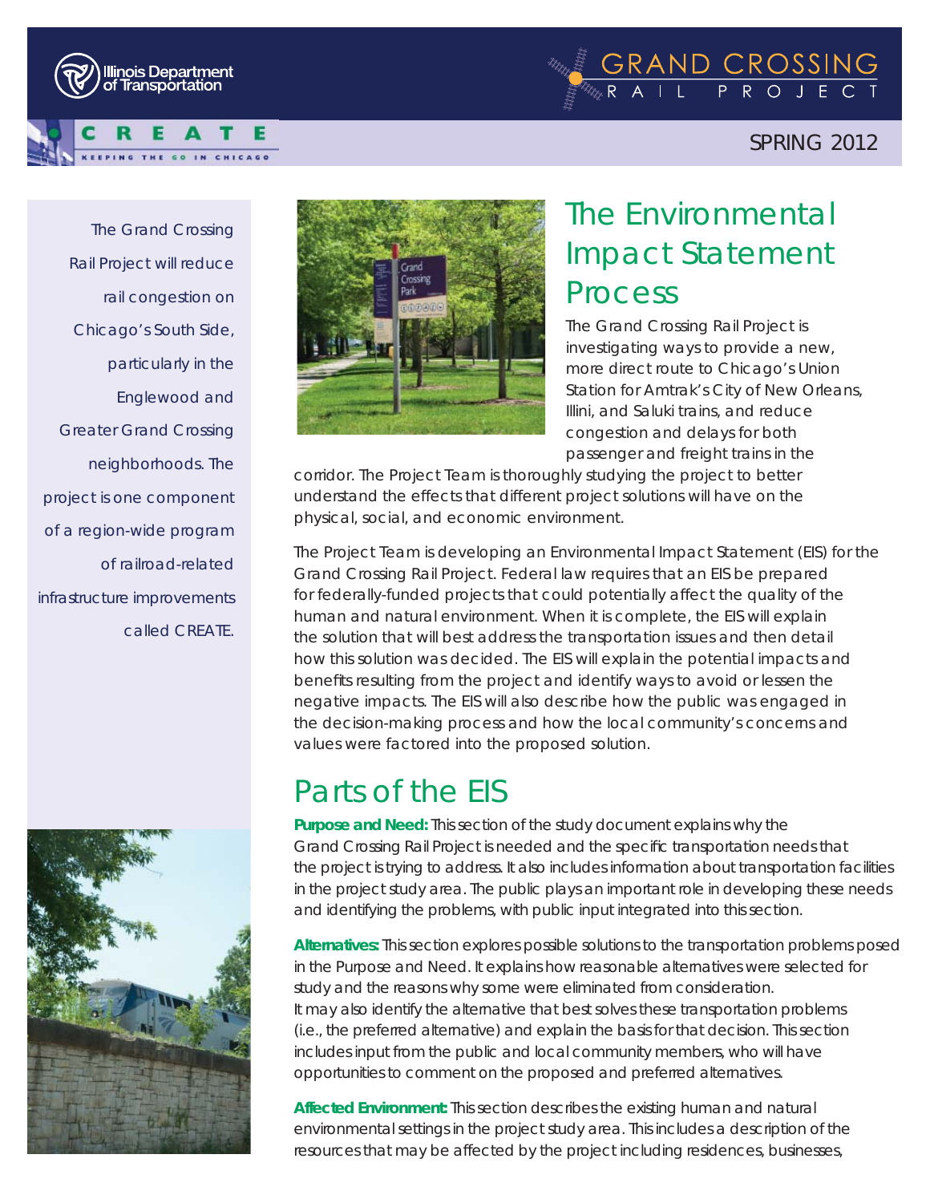Illinois Department of Transportation

# GRAND CROSSING RAIL PROJECT

CREATE — KEEPING THE GO IN CHICAGO

SPRING 2012

The Grand Crossing Rail Project will reduce rail congestion on Chicago's South Side, particularly in the Englewood and Greater Grand Crossing neighborhoods. The project is one component of a region-wide program of railroad-related infrastructure improvements called CREATE.

## The Environmental Impact Statement Process

The Grand Crossing Rail Project is investigating ways to provide a new, more direct route to Chicago's Union Station for Amtrak's City of New Orleans, Illini, and Saluki trains, and reduce congestion and delays for both passenger and freight trains in the corridor. The Project Team is thoroughly studying the project to better understand the effects that different project solutions will have on the physical, social, and economic environment.

The Project Team is developing an Environmental Impact Statement (EIS) for the Grand Crossing Rail Project. Federal law requires that an EIS be prepared for federally-funded projects that could potentially affect the quality of the human and natural environment. When it is complete, the EIS will explain the solution that will best address the transportation issues and then detail how this solution was decided. The EIS will explain the potential impacts and benefits resulting from the project and identify ways to avoid or lessen the negative impacts. The EIS will also describe how the public was engaged in the decision-making process and how the local community's concerns and values were factored into the proposed solution.

## Parts of the EIS

**Purpose and Need:** This section of the study document explains why the Grand Crossing Rail Project is needed and the specific transportation needs that the project is trying to address. It also includes information about transportation facilities in the project study area. The public plays an important role in developing these needs and identifying the problems, with public input integrated into this section.

**Alternatives:** This section explores possible solutions to the transportation problems posed in the Purpose and Need. It explains how reasonable alternatives were selected for study and the reasons why some were eliminated from consideration. It may also identify the alternative that best solves these transportation problems (i.e., the preferred alternative) and explain the basis for that decision. This section includes input from the public and local community members, who will have opportunities to comment on the proposed and preferred alternatives.

**Affected Environment:** This section describes the existing human and natural environmental settings in the project study area. This includes a description of the resources that may be affected by the project including residences, businesses,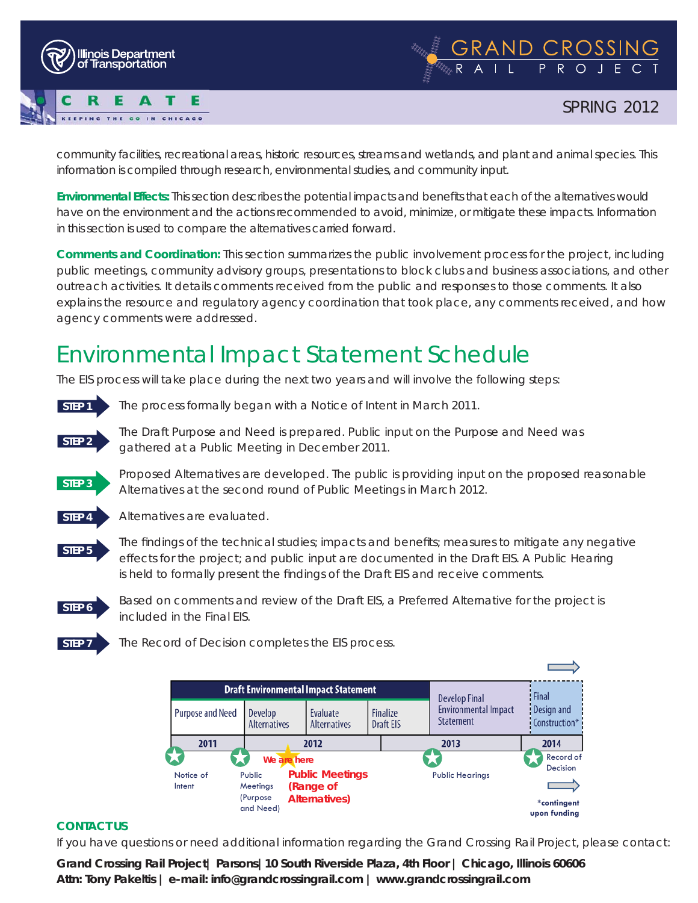community facilities, recreational areas, historic resources, streams and wetlands, and plant and animal species. This information is compiled through research, environmental studies, and community input.

**Environmental Effects:** This section describes the potential impacts and benefits that each of the alternatives would have on the environment and the actions recommended to avoid, minimize, or mitigate these impacts. Information in this section is used to compare the alternatives carried forward.

**Comments and Coordination:** This section summarizes the public involvement process for the project, including public meetings, community advisory groups, presentations to block clubs and business associations, and other outreach activities. It details comments received from the public and responses to those comments. It also explains the resource and regulatory agency coordination that took place, any comments received, and how agency comments were addressed.

# Environmental Impact Statement Schedule

The EIS process will take place during the next two years and will involve the following steps:

**STEP 1** The process formally began with a Notice of Intent in March 2011.

**STEP 2** The Draft Purpose and Need is prepared. Public input on the Purpose and Need was gathered at a Public Meeting in December 2011.

**STEP 3** Proposed Alternatives are developed. The public is providing input on the proposed reasonable Alternatives at the second round of Public Meetings in March 2012.

**STEP 4** Alternatives are evaluated.

**STEP 5** The findings of the technical studies; impacts and benefits; measures to mitigate any negative effects for the project; and public input are documented in the Draft EIS. A Public Hearing is held to formally present the findings of the Draft EIS and receive comments.

**STEP 6** Based on comments and review of the Draft EIS, a Preferred Alternative for the project is included in the Final EIS.

**STEP 7** The Record of Decision completes the EIS process.

Draft Environmental Impact Statement

Purpose and Need

Develop Alternatives

Evaluate Alternatives

Finalize Draft EIS

Develop Final Environmental Impact Statement

Final Design and Construction*

2011

2012

2013

2014

Notice of Intent

Public Meetings (Purpose and Need)

We are here

Public Meetings (Range of Alternatives)

Public Hearings

Record of Decision

*contingent upon funding

**CONTACT US**

If you have questions or need additional information regarding the Grand Crossing Rail Project, please contact:

**Grand Crossing Rail Project | Parsons | 10 South Riverside Plaza, 4th Floor | Chicago, Illinois 60606**
**Attn: Tony Pakeltis | e-mail: info@grandcrossingrail.com | www.grandcrossingrail.com**